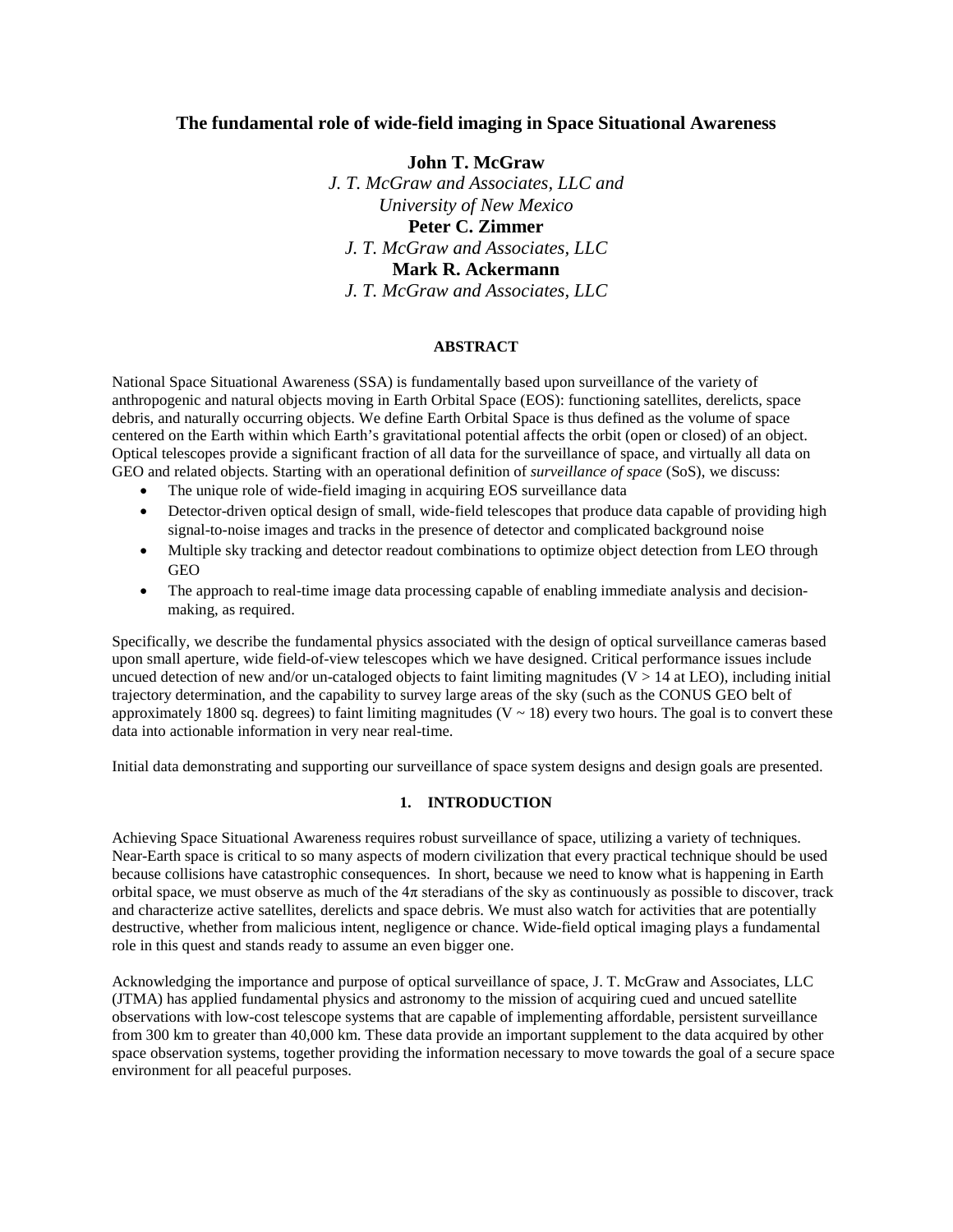# The fundamental role of wide-field imaging in Space Situational Awareness

**John T. McGraw**
*J. T. McGraw and Associates, LLC and University of New Mexico*
**Peter C. Zimmer**
*J. T. McGraw and Associates, LLC*
**Mark R. Ackermann**
*J. T. McGraw and Associates, LLC*

## ABSTRACT

National Space Situational Awareness (SSA) is fundamentally based upon surveillance of the variety of anthropogenic and natural objects moving in Earth Orbital Space (EOS): functioning satellites, derelicts, space debris, and naturally occurring objects. We define Earth Orbital Space is thus defined as the volume of space centered on the Earth within which Earth's gravitational potential affects the orbit (open or closed) of an object. Optical telescopes provide a significant fraction of all data for the surveillance of space, and virtually all data on GEO and related objects. Starting with an operational definition of *surveillance of space* (SoS), we discuss:

- The unique role of wide-field imaging in acquiring EOS surveillance data
- Detector-driven optical design of small, wide-field telescopes that produce data capable of providing high signal-to-noise images and tracks in the presence of detector and complicated background noise
- Multiple sky tracking and detector readout combinations to optimize object detection from LEO through GEO
- The approach to real-time image data processing capable of enabling immediate analysis and decision-making, as required.

Specifically, we describe the fundamental physics associated with the design of optical surveillance cameras based upon small aperture, wide field-of-view telescopes which we have designed. Critical performance issues include uncued detection of new and/or un-cataloged objects to faint limiting magnitudes ($V > 14$ at LEO), including initial trajectory determination, and the capability to survey large areas of the sky (such as the CONUS GEO belt of approximately 1800 sq. degrees) to faint limiting magnitudes ($V \sim 18$) every two hours. The goal is to convert these data into actionable information in very near real-time.

Initial data demonstrating and supporting our surveillance of space system designs and design goals are presented.

## 1. INTRODUCTION

Achieving Space Situational Awareness requires robust surveillance of space, utilizing a variety of techniques. Near-Earth space is critical to so many aspects of modern civilization that every practical technique should be used because collisions have catastrophic consequences. In short, because we need to know what is happening in Earth orbital space, we must observe as much of the $4\pi$ steradians of the sky as continuously as possible to discover, track and characterize active satellites, derelicts and space debris. We must also watch for activities that are potentially destructive, whether from malicious intent, negligence or chance. Wide-field optical imaging plays a fundamental role in this quest and stands ready to assume an even bigger one.

Acknowledging the importance and purpose of optical surveillance of space, J. T. McGraw and Associates, LLC (JTMA) has applied fundamental physics and astronomy to the mission of acquiring cued and uncued satellite observations with low-cost telescope systems that are capable of implementing affordable, persistent surveillance from 300 km to greater than 40,000 km. These data provide an important supplement to the data acquired by other space observation systems, together providing the information necessary to move towards the goal of a secure space environment for all peaceful purposes.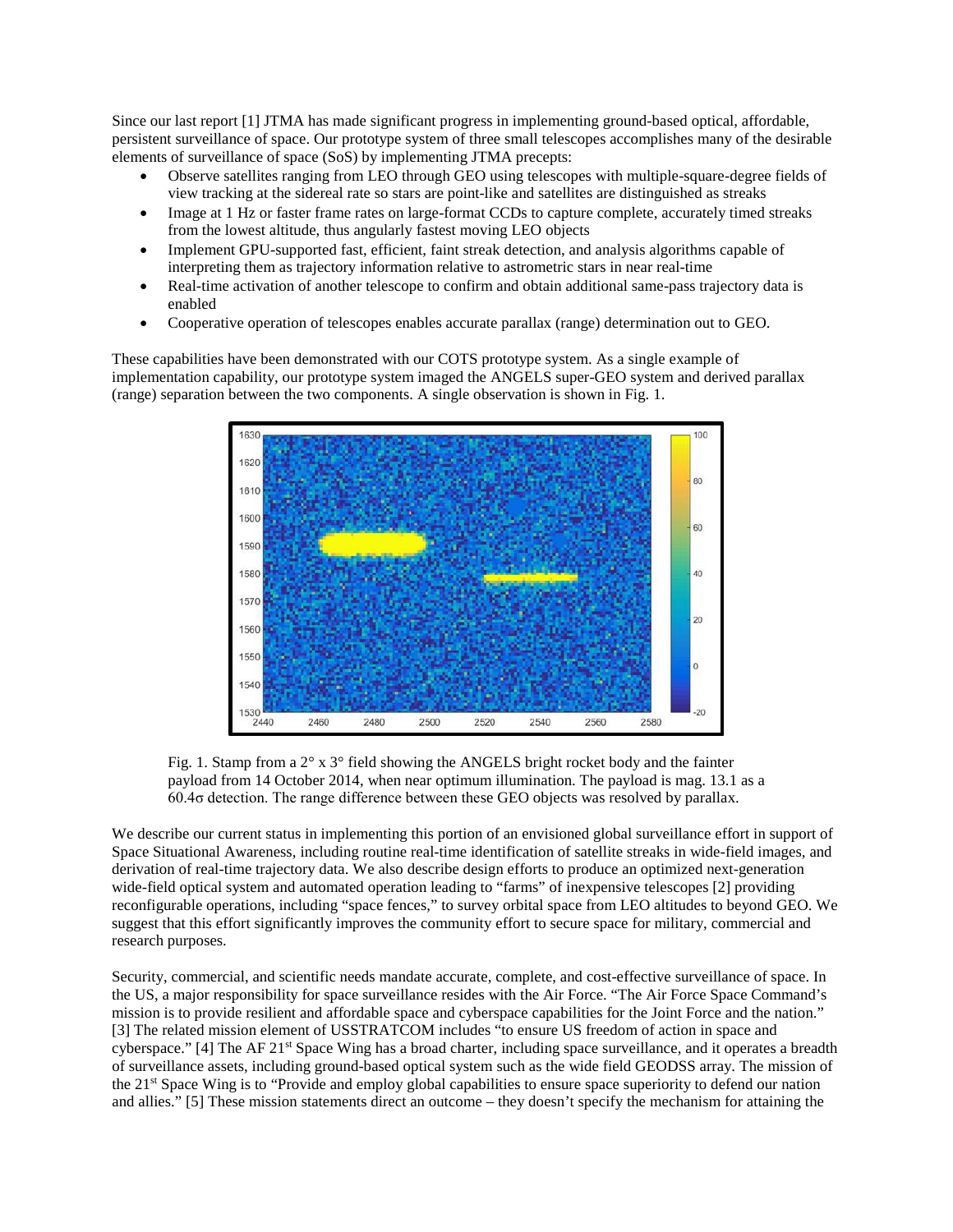Since our last report [1] JTMA has made significant progress in implementing ground-based optical, affordable, persistent surveillance of space. Our prototype system of three small telescopes accomplishes many of the desirable elements of surveillance of space (SoS) by implementing JTMA precepts:

- Observe satellites ranging from LEO through GEO using telescopes with multiple-square-degree fields of view tracking at the sidereal rate so stars are point-like and satellites are distinguished as streaks
- Image at 1 Hz or faster frame rates on large-format CCDs to capture complete, accurately timed streaks from the lowest altitude, thus angularly fastest moving LEO objects
- Implement GPU-supported fast, efficient, faint streak detection, and analysis algorithms capable of interpreting them as trajectory information relative to astrometric stars in near real-time
- Real-time activation of another telescope to confirm and obtain additional same-pass trajectory data is enabled
- Cooperative operation of telescopes enables accurate parallax (range) determination out to GEO.

These capabilities have been demonstrated with our COTS prototype system. As a single example of implementation capability, our prototype system imaged the ANGELS super-GEO system and derived parallax (range) separation between the two components. A single observation is shown in Fig. 1.

Fig. 1. Stamp from a 2° x 3° field showing the ANGELS bright rocket body and the fainter payload from 14 October 2014, when near optimum illumination. The payload is mag. 13.1 as a 60.4σ detection. The range difference between these GEO objects was resolved by parallax.

We describe our current status in implementing this portion of an envisioned global surveillance effort in support of Space Situational Awareness, including routine real-time identification of satellite streaks in wide-field images, and derivation of real-time trajectory data. We also describe design efforts to produce an optimized next-generation wide-field optical system and automated operation leading to "farms" of inexpensive telescopes [2] providing reconfigurable operations, including "space fences," to survey orbital space from LEO altitudes to beyond GEO. We suggest that this effort significantly improves the community effort to secure space for military, commercial and research purposes.

Security, commercial, and scientific needs mandate accurate, complete, and cost-effective surveillance of space. In the US, a major responsibility for space surveillance resides with the Air Force. "The Air Force Space Command's mission is to provide resilient and affordable space and cyberspace capabilities for the Joint Force and the nation." [3] The related mission element of USSTRATCOM includes "to ensure US freedom of action in space and cyberspace." [4] The AF 21st Space Wing has a broad charter, including space surveillance, and it operates a breadth of surveillance assets, including ground-based optical system such as the wide field GEODSS array. The mission of the 21st Space Wing is to "Provide and employ global capabilities to ensure space superiority to defend our nation and allies." [5] These mission statements direct an outcome – they doesn't specify the mechanism for attaining the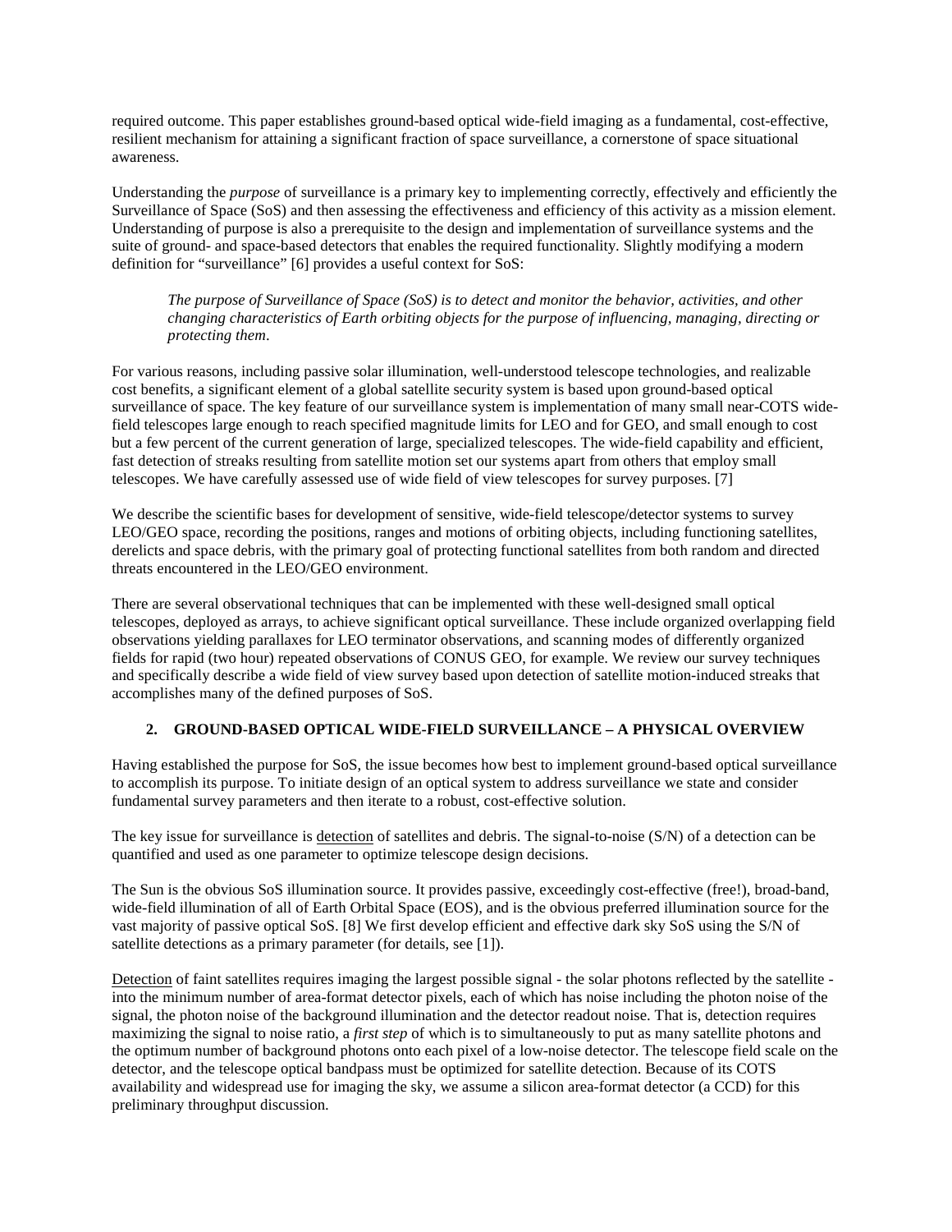required outcome. This paper establishes ground-based optical wide-field imaging as a fundamental, cost-effective, resilient mechanism for attaining a significant fraction of space surveillance, a cornerstone of space situational awareness.

Understanding the *purpose* of surveillance is a primary key to implementing correctly, effectively and efficiently the Surveillance of Space (SoS) and then assessing the effectiveness and efficiency of this activity as a mission element. Understanding of purpose is also a prerequisite to the design and implementation of surveillance systems and the suite of ground- and space-based detectors that enables the required functionality. Slightly modifying a modern definition for "surveillance" [6] provides a useful context for SoS:

> *The purpose of Surveillance of Space (SoS) is to detect and monitor the behavior, activities, and other changing characteristics of Earth orbiting objects for the purpose of influencing, managing, directing or protecting them*.

For various reasons, including passive solar illumination, well-understood telescope technologies, and realizable cost benefits, a significant element of a global satellite security system is based upon ground-based optical surveillance of space. The key feature of our surveillance system is implementation of many small near-COTS wide-field telescopes large enough to reach specified magnitude limits for LEO and for GEO, and small enough to cost but a few percent of the current generation of large, specialized telescopes. The wide-field capability and efficient, fast detection of streaks resulting from satellite motion set our systems apart from others that employ small telescopes. We have carefully assessed use of wide field of view telescopes for survey purposes. [7]

We describe the scientific bases for development of sensitive, wide-field telescope/detector systems to survey LEO/GEO space, recording the positions, ranges and motions of orbiting objects, including functioning satellites, derelicts and space debris, with the primary goal of protecting functional satellites from both random and directed threats encountered in the LEO/GEO environment.

There are several observational techniques that can be implemented with these well-designed small optical telescopes, deployed as arrays, to achieve significant optical surveillance. These include organized overlapping field observations yielding parallaxes for LEO terminator observations, and scanning modes of differently organized fields for rapid (two hour) repeated observations of CONUS GEO, for example. We review our survey techniques and specifically describe a wide field of view survey based upon detection of satellite motion-induced streaks that accomplishes many of the defined purposes of SoS.

## 2. GROUND-BASED OPTICAL WIDE-FIELD SURVEILLANCE – A PHYSICAL OVERVIEW

Having established the purpose for SoS, the issue becomes how best to implement ground-based optical surveillance to accomplish its purpose. To initiate design of an optical system to address surveillance we state and consider fundamental survey parameters and then iterate to a robust, cost-effective solution.

The key issue for surveillance is <u>detection</u> of satellites and debris. The signal-to-noise (S/N) of a detection can be quantified and used as one parameter to optimize telescope design decisions.

The Sun is the obvious SoS illumination source. It provides passive, exceedingly cost-effective (free!), broad-band, wide-field illumination of all of Earth Orbital Space (EOS), and is the obvious preferred illumination source for the vast majority of passive optical SoS. [8] We first develop efficient and effective dark sky SoS using the S/N of satellite detections as a primary parameter (for details, see [1]).

<u>Detection</u> of faint satellites requires imaging the largest possible signal - the solar photons reflected by the satellite - into the minimum number of area-format detector pixels, each of which has noise including the photon noise of the signal, the photon noise of the background illumination and the detector readout noise. That is, detection requires maximizing the signal to noise ratio, a *first step* of which is to simultaneously to put as many satellite photons and the optimum number of background photons onto each pixel of a low-noise detector. The telescope field scale on the detector, and the telescope optical bandpass must be optimized for satellite detection. Because of its COTS availability and widespread use for imaging the sky, we assume a silicon area-format detector (a CCD) for this preliminary throughput discussion.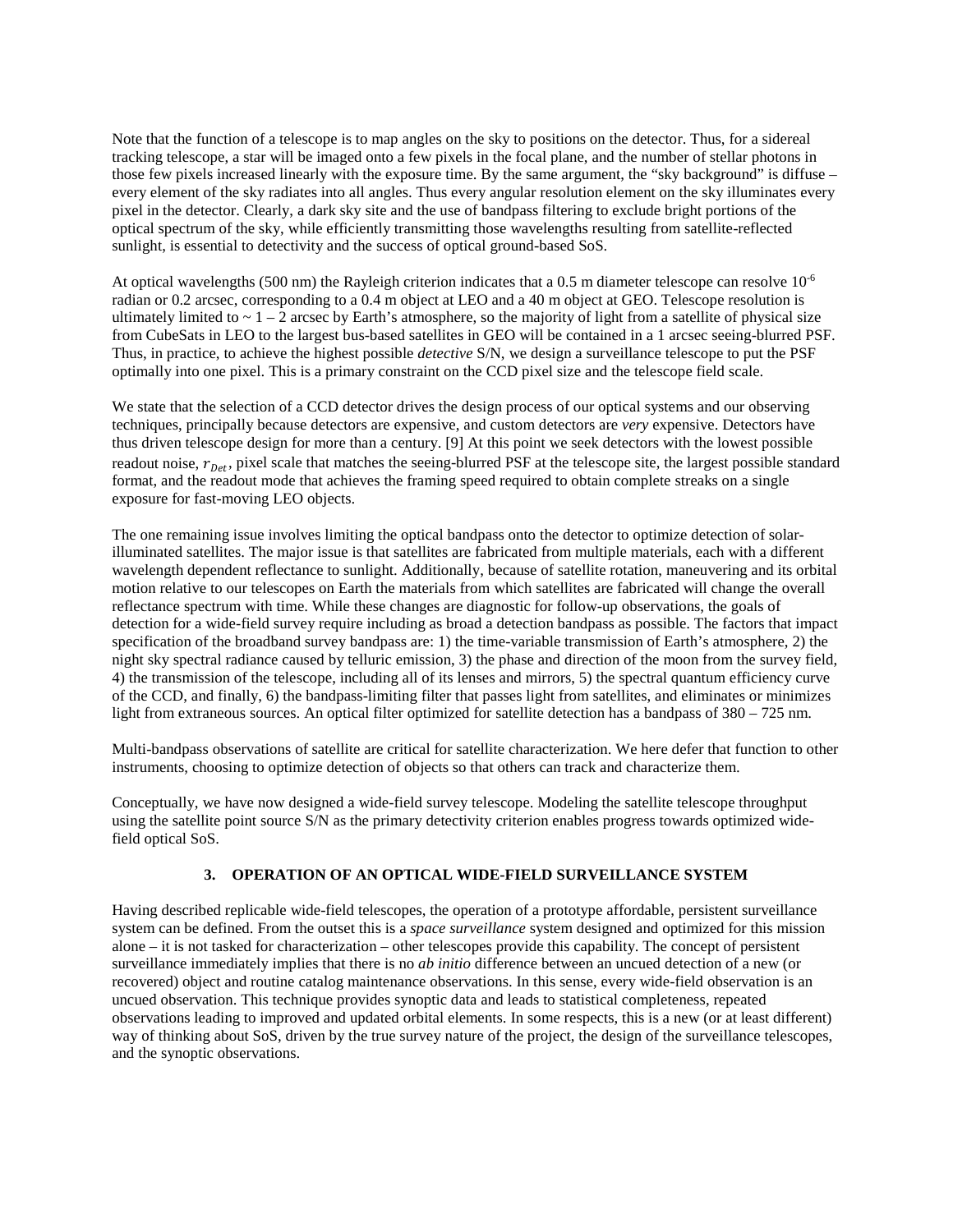Note that the function of a telescope is to map angles on the sky to positions on the detector. Thus, for a sidereal tracking telescope, a star will be imaged onto a few pixels in the focal plane, and the number of stellar photons in those few pixels increased linearly with the exposure time. By the same argument, the "sky background" is diffuse – every element of the sky radiates into all angles. Thus every angular resolution element on the sky illuminates every pixel in the detector. Clearly, a dark sky site and the use of bandpass filtering to exclude bright portions of the optical spectrum of the sky, while efficiently transmitting those wavelengths resulting from satellite-reflected sunlight, is essential to detectivity and the success of optical ground-based SoS.

At optical wavelengths (500 nm) the Rayleigh criterion indicates that a 0.5 m diameter telescope can resolve $10^{-6}$ radian or 0.2 arcsec, corresponding to a 0.4 m object at LEO and a 40 m object at GEO. Telescope resolution is ultimately limited to ~ 1 – 2 arcsec by Earth's atmosphere, so the majority of light from a satellite of physical size from CubeSats in LEO to the largest bus-based satellites in GEO will be contained in a 1 arcsec seeing-blurred PSF. Thus, in practice, to achieve the highest possible *detective* S/N, we design a surveillance telescope to put the PSF optimally into one pixel. This is a primary constraint on the CCD pixel size and the telescope field scale.

We state that the selection of a CCD detector drives the design process of our optical systems and our observing techniques, principally because detectors are expensive, and custom detectors are *very* expensive. Detectors have thus driven telescope design for more than a century. [9] At this point we seek detectors with the lowest possible readout noise, $r_{Det}$, pixel scale that matches the seeing-blurred PSF at the telescope site, the largest possible standard format, and the readout mode that achieves the framing speed required to obtain complete streaks on a single exposure for fast-moving LEO objects.

The one remaining issue involves limiting the optical bandpass onto the detector to optimize detection of solar-illuminated satellites. The major issue is that satellites are fabricated from multiple materials, each with a different wavelength dependent reflectance to sunlight. Additionally, because of satellite rotation, maneuvering and its orbital motion relative to our telescopes on Earth the materials from which satellites are fabricated will change the overall reflectance spectrum with time. While these changes are diagnostic for follow-up observations, the goals of detection for a wide-field survey require including as broad a detection bandpass as possible. The factors that impact specification of the broadband survey bandpass are: 1) the time-variable transmission of Earth's atmosphere, 2) the night sky spectral radiance caused by telluric emission, 3) the phase and direction of the moon from the survey field, 4) the transmission of the telescope, including all of its lenses and mirrors, 5) the spectral quantum efficiency curve of the CCD, and finally, 6) the bandpass-limiting filter that passes light from satellites, and eliminates or minimizes light from extraneous sources. An optical filter optimized for satellite detection has a bandpass of 380 – 725 nm.

Multi-bandpass observations of satellite are critical for satellite characterization. We here defer that function to other instruments, choosing to optimize detection of objects so that others can track and characterize them.

Conceptually, we have now designed a wide-field survey telescope. Modeling the satellite telescope throughput using the satellite point source S/N as the primary detectivity criterion enables progress towards optimized wide-field optical SoS.

## 3. OPERATION OF AN OPTICAL WIDE-FIELD SURVEILLANCE SYSTEM

Having described replicable wide-field telescopes, the operation of a prototype affordable, persistent surveillance system can be defined. From the outset this is a *space surveillance* system designed and optimized for this mission alone – it is not tasked for characterization – other telescopes provide this capability. The concept of persistent surveillance immediately implies that there is no *ab initio* difference between an uncued detection of a new (or recovered) object and routine catalog maintenance observations. In this sense, every wide-field observation is an uncued observation. This technique provides synoptic data and leads to statistical completeness, repeated observations leading to improved and updated orbital elements. In some respects, this is a new (or at least different) way of thinking about SoS, driven by the true survey nature of the project, the design of the surveillance telescopes, and the synoptic observations.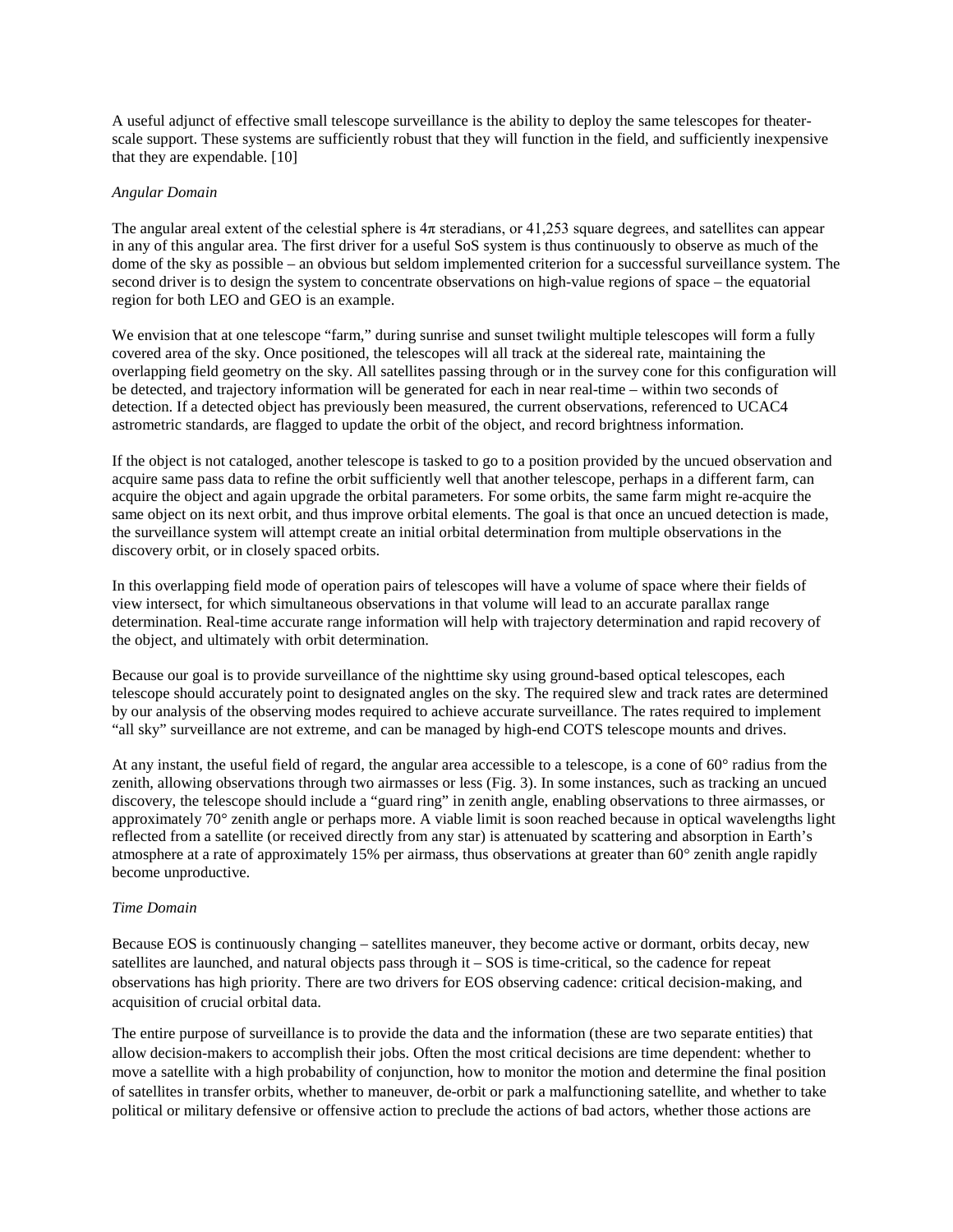A useful adjunct of effective small telescope surveillance is the ability to deploy the same telescopes for theater-scale support. These systems are sufficiently robust that they will function in the field, and sufficiently inexpensive that they are expendable. [10]

*Angular Domain*

The angular areal extent of the celestial sphere is 4π steradians, or 41,253 square degrees, and satellites can appear in any of this angular area. The first driver for a useful SoS system is thus continuously to observe as much of the dome of the sky as possible – an obvious but seldom implemented criterion for a successful surveillance system. The second driver is to design the system to concentrate observations on high-value regions of space – the equatorial region for both LEO and GEO is an example.

We envision that at one telescope "farm," during sunrise and sunset twilight multiple telescopes will form a fully covered area of the sky. Once positioned, the telescopes will all track at the sidereal rate, maintaining the overlapping field geometry on the sky. All satellites passing through or in the survey cone for this configuration will be detected, and trajectory information will be generated for each in near real-time – within two seconds of detection. If a detected object has previously been measured, the current observations, referenced to UCAC4 astrometric standards, are flagged to update the orbit of the object, and record brightness information.

If the object is not cataloged, another telescope is tasked to go to a position provided by the uncued observation and acquire same pass data to refine the orbit sufficiently well that another telescope, perhaps in a different farm, can acquire the object and again upgrade the orbital parameters. For some orbits, the same farm might re-acquire the same object on its next orbit, and thus improve orbital elements. The goal is that once an uncued detection is made, the surveillance system will attempt create an initial orbital determination from multiple observations in the discovery orbit, or in closely spaced orbits.

In this overlapping field mode of operation pairs of telescopes will have a volume of space where their fields of view intersect, for which simultaneous observations in that volume will lead to an accurate parallax range determination. Real-time accurate range information will help with trajectory determination and rapid recovery of the object, and ultimately with orbit determination.

Because our goal is to provide surveillance of the nighttime sky using ground-based optical telescopes, each telescope should accurately point to designated angles on the sky. The required slew and track rates are determined by our analysis of the observing modes required to achieve accurate surveillance. The rates required to implement "all sky" surveillance are not extreme, and can be managed by high-end COTS telescope mounts and drives.

At any instant, the useful field of regard, the angular area accessible to a telescope, is a cone of 60° radius from the zenith, allowing observations through two airmasses or less (Fig. 3). In some instances, such as tracking an uncued discovery, the telescope should include a "guard ring" in zenith angle, enabling observations to three airmasses, or approximately 70° zenith angle or perhaps more. A viable limit is soon reached because in optical wavelengths light reflected from a satellite (or received directly from any star) is attenuated by scattering and absorption in Earth's atmosphere at a rate of approximately 15% per airmass, thus observations at greater than 60° zenith angle rapidly become unproductive.

*Time Domain*

Because EOS is continuously changing – satellites maneuver, they become active or dormant, orbits decay, new satellites are launched, and natural objects pass through it – SOS is time-critical, so the cadence for repeat observations has high priority. There are two drivers for EOS observing cadence: critical decision-making, and acquisition of crucial orbital data.

The entire purpose of surveillance is to provide the data and the information (these are two separate entities) that allow decision-makers to accomplish their jobs. Often the most critical decisions are time dependent: whether to move a satellite with a high probability of conjunction, how to monitor the motion and determine the final position of satellites in transfer orbits, whether to maneuver, de-orbit or park a malfunctioning satellite, and whether to take political or military defensive or offensive action to preclude the actions of bad actors, whether those actions are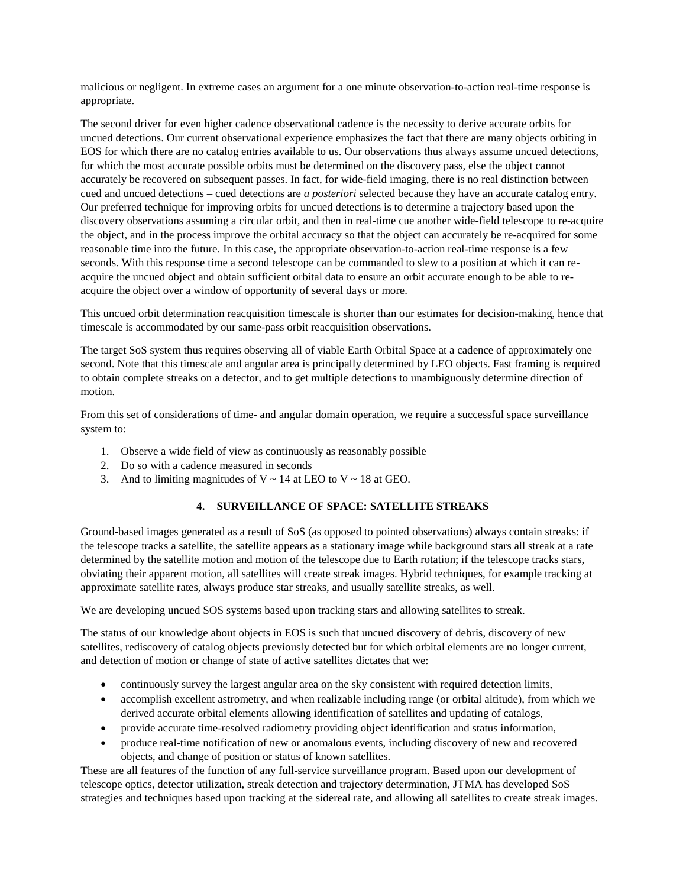malicious or negligent. In extreme cases an argument for a one minute observation-to-action real-time response is appropriate.

The second driver for even higher cadence observational cadence is the necessity to derive accurate orbits for uncued detections. Our current observational experience emphasizes the fact that there are many objects orbiting in EOS for which there are no catalog entries available to us. Our observations thus always assume uncued detections, for which the most accurate possible orbits must be determined on the discovery pass, else the object cannot accurately be recovered on subsequent passes. In fact, for wide-field imaging, there is no real distinction between cued and uncued detections – cued detections are *a posteriori* selected because they have an accurate catalog entry. Our preferred technique for improving orbits for uncued detections is to determine a trajectory based upon the discovery observations assuming a circular orbit, and then in real-time cue another wide-field telescope to re-acquire the object, and in the process improve the orbital accuracy so that the object can accurately be re-acquired for some reasonable time into the future. In this case, the appropriate observation-to-action real-time response is a few seconds. With this response time a second telescope can be commanded to slew to a position at which it can re-acquire the uncued object and obtain sufficient orbital data to ensure an orbit accurate enough to be able to re-acquire the object over a window of opportunity of several days or more.

This uncued orbit determination reacquisition timescale is shorter than our estimates for decision-making, hence that timescale is accommodated by our same-pass orbit reacquisition observations.

The target SoS system thus requires observing all of viable Earth Orbital Space at a cadence of approximately one second. Note that this timescale and angular area is principally determined by LEO objects. Fast framing is required to obtain complete streaks on a detector, and to get multiple detections to unambiguously determine direction of motion.

From this set of considerations of time- and angular domain operation, we require a successful space surveillance system to:

1. Observe a wide field of view as continuously as reasonably possible
2. Do so with a cadence measured in seconds
3. And to limiting magnitudes of V ~ 14 at LEO to V ~ 18 at GEO.

## 4. SURVEILLANCE OF SPACE: SATELLITE STREAKS

Ground-based images generated as a result of SoS (as opposed to pointed observations) always contain streaks: if the telescope tracks a satellite, the satellite appears as a stationary image while background stars all streak at a rate determined by the satellite motion and motion of the telescope due to Earth rotation; if the telescope tracks stars, obviating their apparent motion, all satellites will create streak images. Hybrid techniques, for example tracking at approximate satellite rates, always produce star streaks, and usually satellite streaks, as well.

We are developing uncued SOS systems based upon tracking stars and allowing satellites to streak.

The status of our knowledge about objects in EOS is such that uncued discovery of debris, discovery of new satellites, rediscovery of catalog objects previously detected but for which orbital elements are no longer current, and detection of motion or change of state of active satellites dictates that we:

- continuously survey the largest angular area on the sky consistent with required detection limits,
- accomplish excellent astrometry, and when realizable including range (or orbital altitude), from which we derived accurate orbital elements allowing identification of satellites and updating of catalogs,
- provide accurate time-resolved radiometry providing object identification and status information,
- produce real-time notification of new or anomalous events, including discovery of new and recovered objects, and change of position or status of known satellites.

These are all features of the function of any full-service surveillance program. Based upon our development of telescope optics, detector utilization, streak detection and trajectory determination, JTMA has developed SoS strategies and techniques based upon tracking at the sidereal rate, and allowing all satellites to create streak images.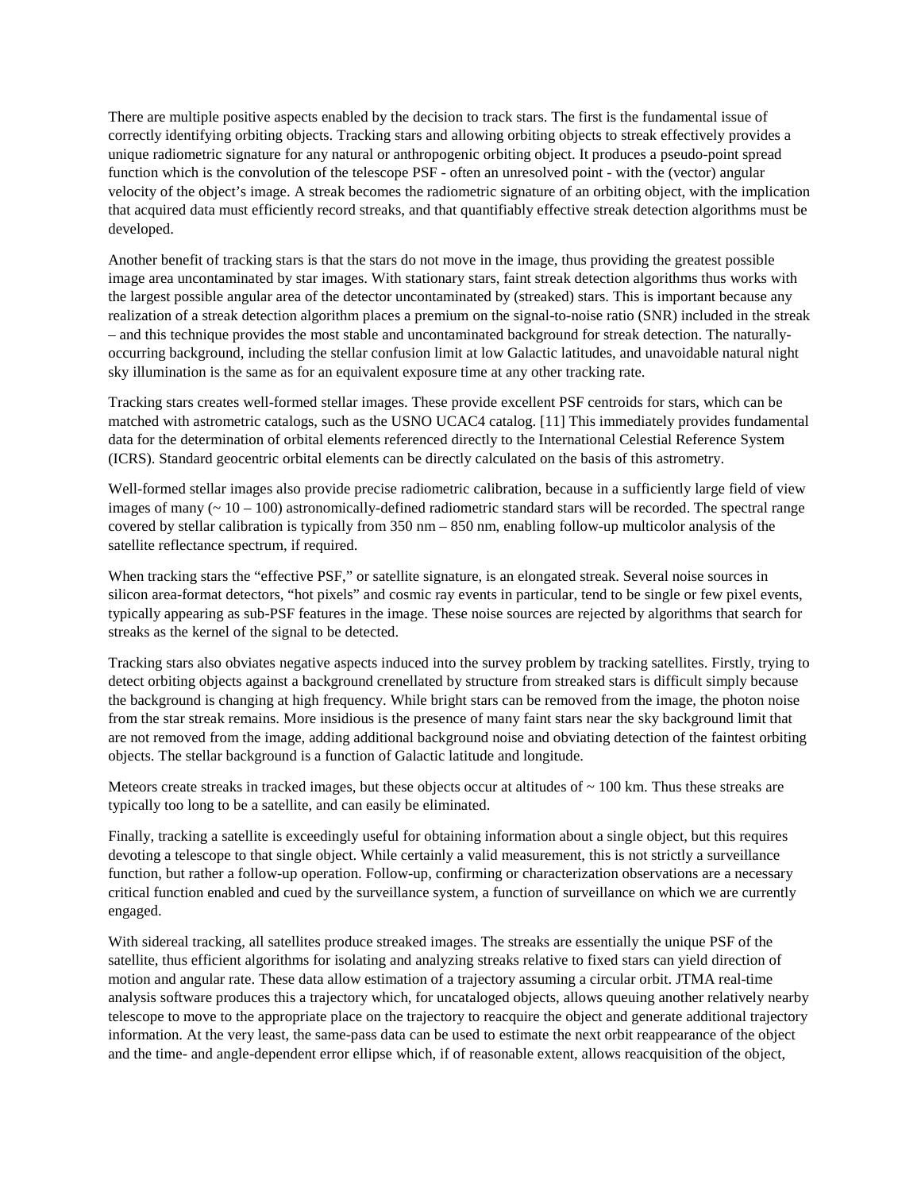There are multiple positive aspects enabled by the decision to track stars. The first is the fundamental issue of correctly identifying orbiting objects. Tracking stars and allowing orbiting objects to streak effectively provides a unique radiometric signature for any natural or anthropogenic orbiting object. It produces a pseudo-point spread function which is the convolution of the telescope PSF - often an unresolved point - with the (vector) angular velocity of the object's image. A streak becomes the radiometric signature of an orbiting object, with the implication that acquired data must efficiently record streaks, and that quantifiably effective streak detection algorithms must be developed.

Another benefit of tracking stars is that the stars do not move in the image, thus providing the greatest possible image area uncontaminated by star images. With stationary stars, faint streak detection algorithms thus works with the largest possible angular area of the detector uncontaminated by (streaked) stars. This is important because any realization of a streak detection algorithm places a premium on the signal-to-noise ratio (SNR) included in the streak – and this technique provides the most stable and uncontaminated background for streak detection. The naturally-occurring background, including the stellar confusion limit at low Galactic latitudes, and unavoidable natural night sky illumination is the same as for an equivalent exposure time at any other tracking rate.

Tracking stars creates well-formed stellar images. These provide excellent PSF centroids for stars, which can be matched with astrometric catalogs, such as the USNO UCAC4 catalog. [11] This immediately provides fundamental data for the determination of orbital elements referenced directly to the International Celestial Reference System (ICRS). Standard geocentric orbital elements can be directly calculated on the basis of this astrometry.

Well-formed stellar images also provide precise radiometric calibration, because in a sufficiently large field of view images of many (~ 10 – 100) astronomically-defined radiometric standard stars will be recorded. The spectral range covered by stellar calibration is typically from 350 nm – 850 nm, enabling follow-up multicolor analysis of the satellite reflectance spectrum, if required.

When tracking stars the "effective PSF," or satellite signature, is an elongated streak. Several noise sources in silicon area-format detectors, "hot pixels" and cosmic ray events in particular, tend to be single or few pixel events, typically appearing as sub-PSF features in the image. These noise sources are rejected by algorithms that search for streaks as the kernel of the signal to be detected.

Tracking stars also obviates negative aspects induced into the survey problem by tracking satellites. Firstly, trying to detect orbiting objects against a background crenellated by structure from streaked stars is difficult simply because the background is changing at high frequency. While bright stars can be removed from the image, the photon noise from the star streak remains. More insidious is the presence of many faint stars near the sky background limit that are not removed from the image, adding additional background noise and obviating detection of the faintest orbiting objects. The stellar background is a function of Galactic latitude and longitude.

Meteors create streaks in tracked images, but these objects occur at altitudes of ~ 100 km. Thus these streaks are typically too long to be a satellite, and can easily be eliminated.

Finally, tracking a satellite is exceedingly useful for obtaining information about a single object, but this requires devoting a telescope to that single object. While certainly a valid measurement, this is not strictly a surveillance function, but rather a follow-up operation. Follow-up, confirming or characterization observations are a necessary critical function enabled and cued by the surveillance system, a function of surveillance on which we are currently engaged.

With sidereal tracking, all satellites produce streaked images. The streaks are essentially the unique PSF of the satellite, thus efficient algorithms for isolating and analyzing streaks relative to fixed stars can yield direction of motion and angular rate. These data allow estimation of a trajectory assuming a circular orbit. JTMA real-time analysis software produces this a trajectory which, for uncataloged objects, allows queuing another relatively nearby telescope to move to the appropriate place on the trajectory to reacquire the object and generate additional trajectory information. At the very least, the same-pass data can be used to estimate the next orbit reappearance of the object and the time- and angle-dependent error ellipse which, if of reasonable extent, allows reacquisition of the object,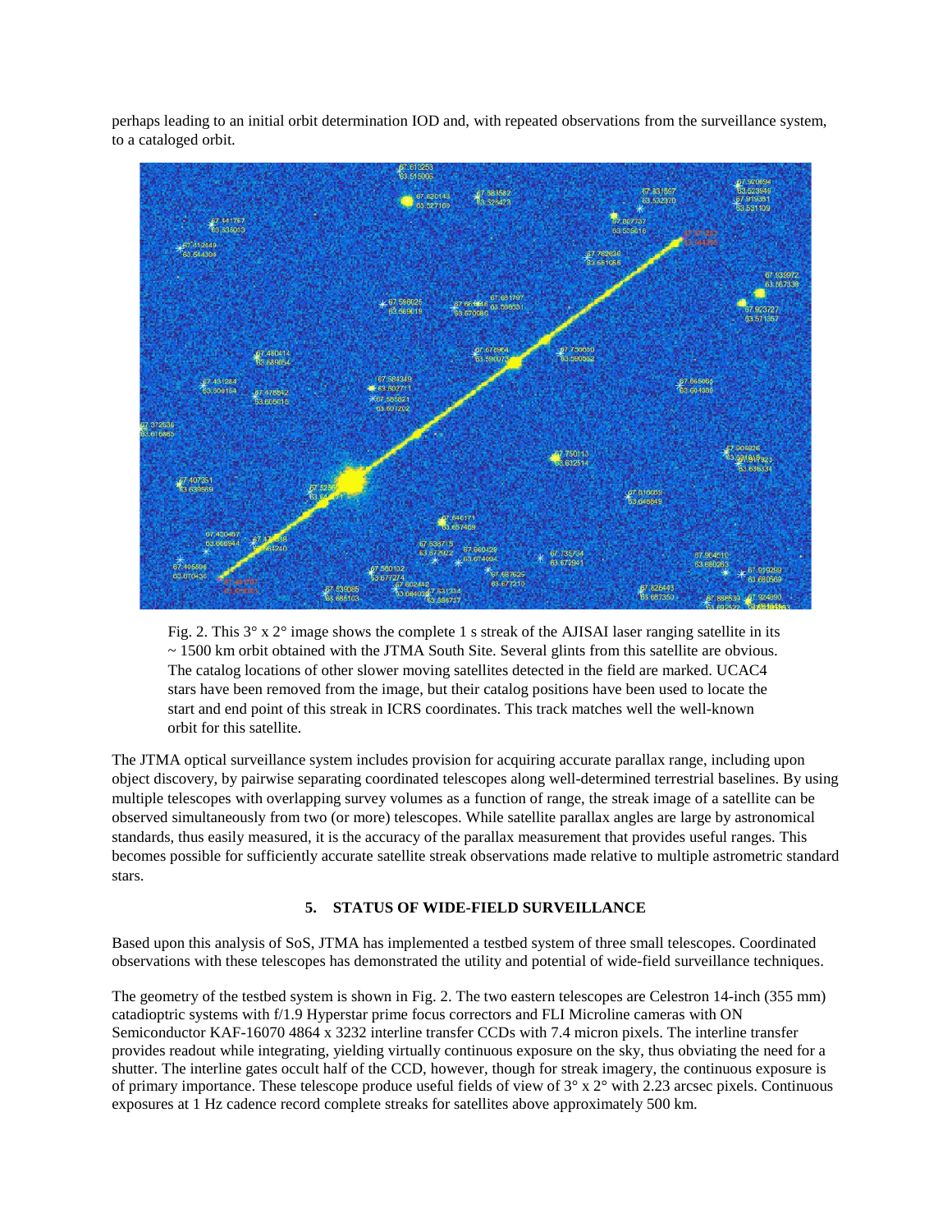perhaps leading to an initial orbit determination IOD and, with repeated observations from the surveillance system, to a cataloged orbit.

Fig. 2. This 3° x 2° image shows the complete 1 s streak of the AJISAI laser ranging satellite in its ~ 1500 km orbit obtained with the JTMA South Site. Several glints from this satellite are obvious. The catalog locations of other slower moving satellites detected in the field are marked. UCAC4 stars have been removed from the image, but their catalog positions have been used to locate the start and end point of this streak in ICRS coordinates. This track matches well the well-known orbit for this satellite.

The JTMA optical surveillance system includes provision for acquiring accurate parallax range, including upon object discovery, by pairwise separating coordinated telescopes along well-determined terrestrial baselines. By using multiple telescopes with overlapping survey volumes as a function of range, the streak image of a satellite can be observed simultaneously from two (or more) telescopes. While satellite parallax angles are large by astronomical standards, thus easily measured, it is the accuracy of the parallax measurement that provides useful ranges. This becomes possible for sufficiently accurate satellite streak observations made relative to multiple astrometric standard stars.

## 5. STATUS OF WIDE-FIELD SURVEILLANCE

Based upon this analysis of SoS, JTMA has implemented a testbed system of three small telescopes. Coordinated observations with these telescopes has demonstrated the utility and potential of wide-field surveillance techniques.

The geometry of the testbed system is shown in Fig. 2. The two eastern telescopes are Celestron 14-inch (355 mm) catadioptric systems with f/1.9 Hyperstar prime focus correctors and FLI Microline cameras with ON Semiconductor KAF-16070 4864 x 3232 interline transfer CCDs with 7.4 micron pixels. The interline transfer provides readout while integrating, yielding virtually continuous exposure on the sky, thus obviating the need for a shutter. The interline gates occult half of the CCD, however, though for streak imagery, the continuous exposure is of primary importance. These telescope produce useful fields of view of 3° x 2° with 2.23 arcsec pixels. Continuous exposures at 1 Hz cadence record complete streaks for satellites above approximately 500 km.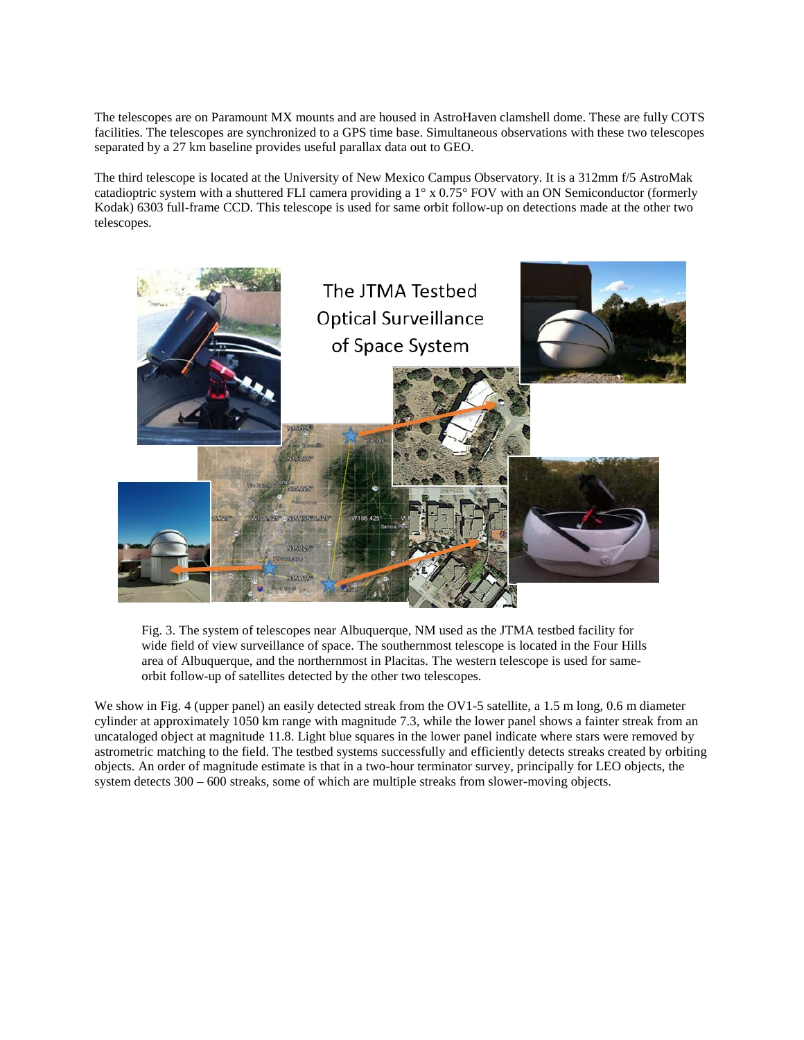The telescopes are on Paramount MX mounts and are housed in AstroHaven clamshell dome. These are fully COTS facilities. The telescopes are synchronized to a GPS time base. Simultaneous observations with these two telescopes separated by a 27 km baseline provides useful parallax data out to GEO.

The third telescope is located at the University of New Mexico Campus Observatory. It is a 312mm f/5 AstroMak catadioptric system with a shuttered FLI camera providing a 1° x 0.75° FOV with an ON Semiconductor (formerly Kodak) 6303 full-frame CCD. This telescope is used for same orbit follow-up on detections made at the other two telescopes.

Fig. 3. The system of telescopes near Albuquerque, NM used as the JTMA testbed facility for wide field of view surveillance of space. The southernmost telescope is located in the Four Hills area of Albuquerque, and the northernmost in Placitas. The western telescope is used for same-orbit follow-up of satellites detected by the other two telescopes.

We show in Fig. 4 (upper panel) an easily detected streak from the OV1-5 satellite, a 1.5 m long, 0.6 m diameter cylinder at approximately 1050 km range with magnitude 7.3, while the lower panel shows a fainter streak from an uncataloged object at magnitude 11.8. Light blue squares in the lower panel indicate where stars were removed by astrometric matching to the field. The testbed systems successfully and efficiently detects streaks created by orbiting objects. An order of magnitude estimate is that in a two-hour terminator survey, principally for LEO objects, the system detects 300 – 600 streaks, some of which are multiple streaks from slower-moving objects.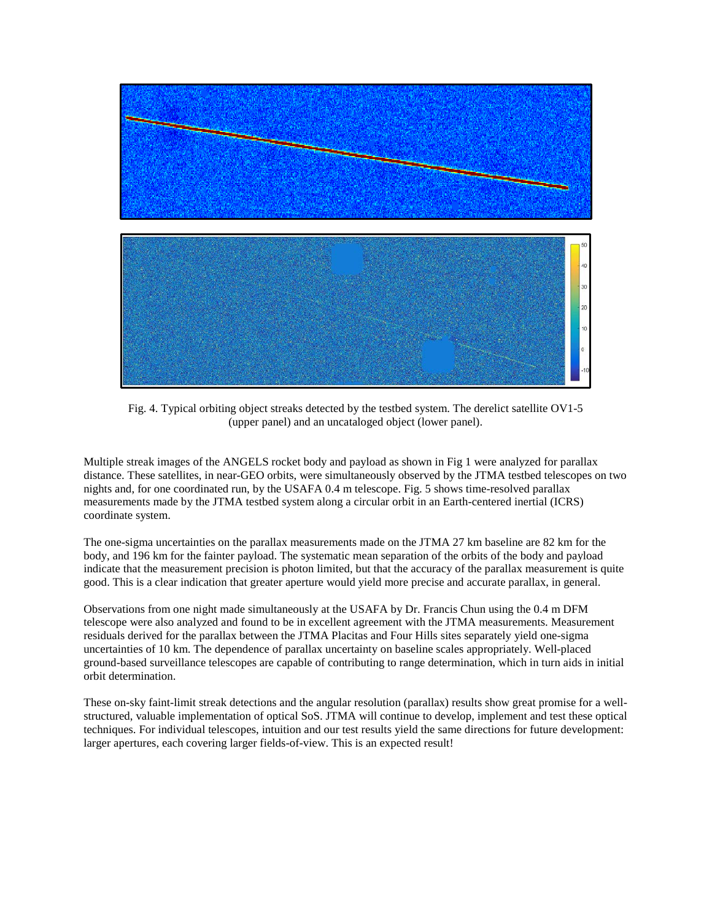Fig. 4. Typical orbiting object streaks detected by the testbed system. The derelict satellite OV1-5 (upper panel) and an uncataloged object (lower panel).

Multiple streak images of the ANGELS rocket body and payload as shown in Fig 1 were analyzed for parallax distance. These satellites, in near-GEO orbits, were simultaneously observed by the JTMA testbed telescopes on two nights and, for one coordinated run, by the USAFA 0.4 m telescope. Fig. 5 shows time-resolved parallax measurements made by the JTMA testbed system along a circular orbit in an Earth-centered inertial (ICRS) coordinate system.

The one-sigma uncertainties on the parallax measurements made on the JTMA 27 km baseline are 82 km for the body, and 196 km for the fainter payload. The systematic mean separation of the orbits of the body and payload indicate that the measurement precision is photon limited, but that the accuracy of the parallax measurement is quite good. This is a clear indication that greater aperture would yield more precise and accurate parallax, in general.

Observations from one night made simultaneously at the USAFA by Dr. Francis Chun using the 0.4 m DFM telescope were also analyzed and found to be in excellent agreement with the JTMA measurements. Measurement residuals derived for the parallax between the JTMA Placitas and Four Hills sites separately yield one-sigma uncertainties of 10 km. The dependence of parallax uncertainty on baseline scales appropriately. Well-placed ground-based surveillance telescopes are capable of contributing to range determination, which in turn aids in initial orbit determination.

These on-sky faint-limit streak detections and the angular resolution (parallax) results show great promise for a well-structured, valuable implementation of optical SoS. JTMA will continue to develop, implement and test these optical techniques. For individual telescopes, intuition and our test results yield the same directions for future development: larger apertures, each covering larger fields-of-view. This is an expected result!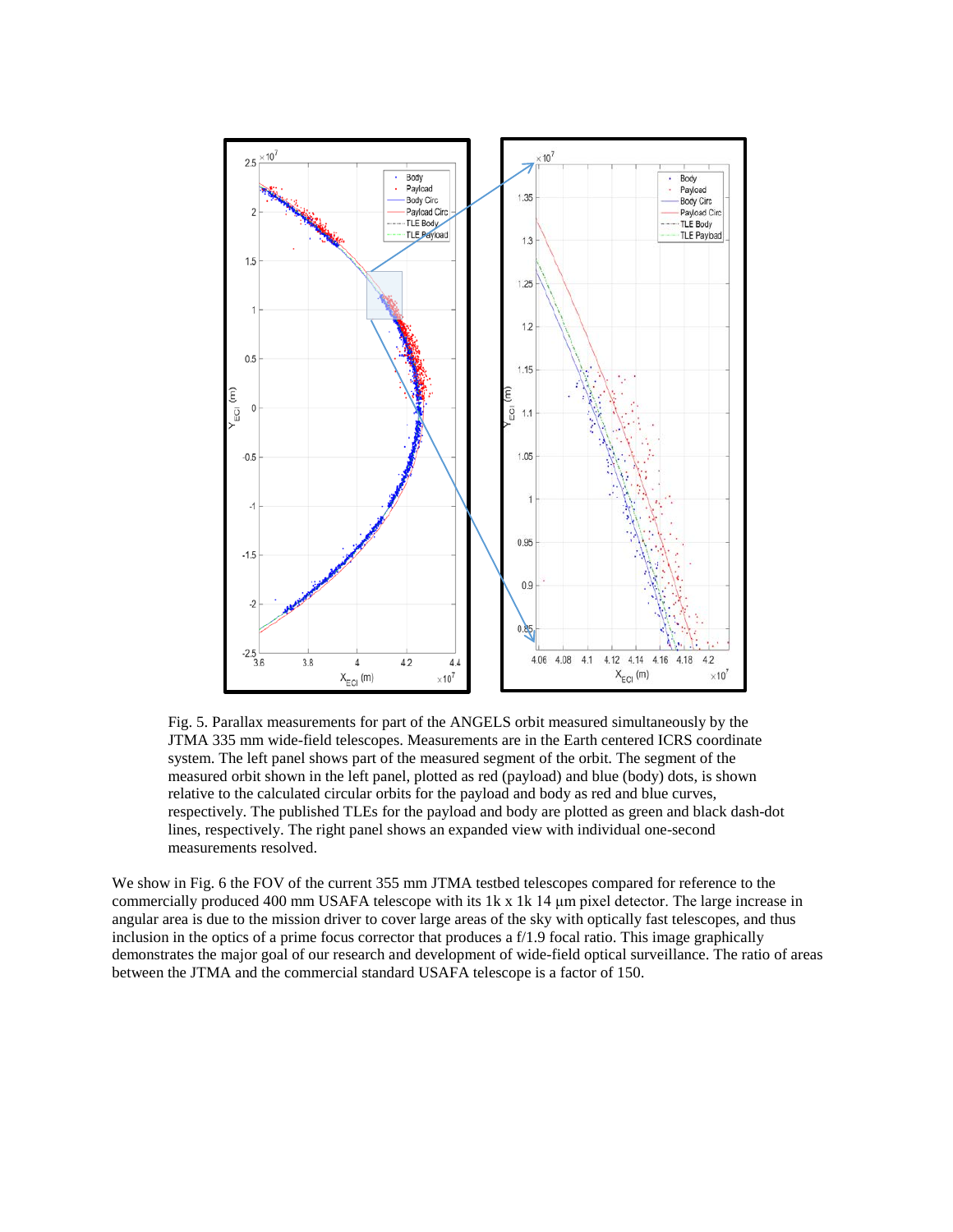Fig. 5. Parallax measurements for part of the ANGELS orbit measured simultaneously by the JTMA 335 mm wide-field telescopes. Measurements are in the Earth centered ICRS coordinate system. The left panel shows part of the measured segment of the orbit. The segment of the measured orbit shown in the left panel, plotted as red (payload) and blue (body) dots, is shown relative to the calculated circular orbits for the payload and body as red and blue curves, respectively. The published TLEs for the payload and body are plotted as green and black dash-dot lines, respectively. The right panel shows an expanded view with individual one-second measurements resolved.

We show in Fig. 6 the FOV of the current 355 mm JTMA testbed telescopes compared for reference to the commercially produced 400 mm USAFA telescope with its 1k x 1k 14 µm pixel detector. The large increase in angular area is due to the mission driver to cover large areas of the sky with optically fast telescopes, and thus inclusion in the optics of a prime focus corrector that produces a f/1.9 focal ratio. This image graphically demonstrates the major goal of our research and development of wide-field optical surveillance. The ratio of areas between the JTMA and the commercial standard USAFA telescope is a factor of 150.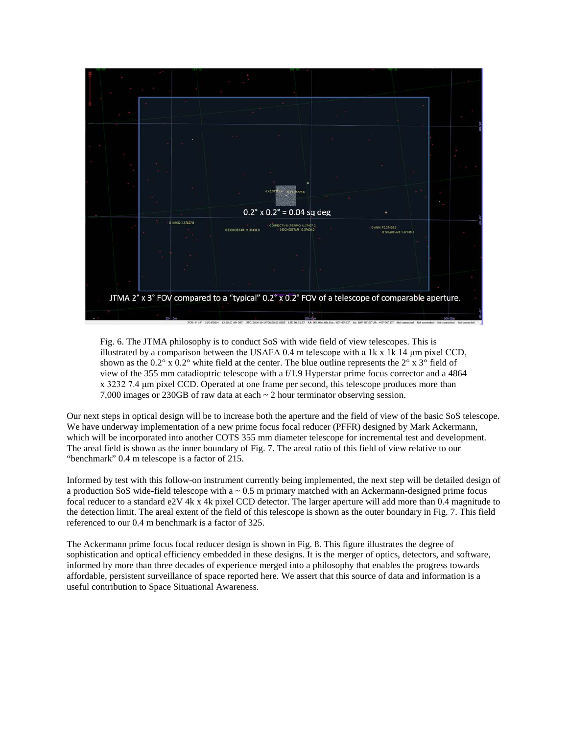Fig. 6. The JTMA philosophy is to conduct SoS with wide field of view telescopes. This is illustrated by a comparison between the USAFA 0.4 m telescope with a 1k x 1k 14 µm pixel CCD, shown as the 0.2° x 0.2° white field at the center. The blue outline represents the 2° x 3° field of view of the 355 mm catadioptric telescope with a f/1.9 Hyperstar prime focus corrector and a 4864 x 3232 7.4 µm pixel CCD. Operated at one frame per second, this telescope produces more than 7,000 images or 230GB of raw data at each ~ 2 hour terminator observing session.

Our next steps in optical design will be to increase both the aperture and the field of view of the basic SoS telescope. We have underway implementation of a new prime focus focal reducer (PFFR) designed by Mark Ackermann, which will be incorporated into another COTS 355 mm diameter telescope for incremental test and development. The areal field is shown as the inner boundary of Fig. 7. The areal ratio of this field of view relative to our "benchmark" 0.4 m telescope is a factor of 215.

Informed by test with this follow-on instrument currently being implemented, the next step will be detailed design of a production SoS wide-field telescope with a ~ 0.5 m primary matched with an Ackermann-designed prime focus focal reducer to a standard e2V 4k x 4k pixel CCD detector. The larger aperture will add more than 0.4 magnitude to the detection limit. The areal extent of the field of this telescope is shown as the outer boundary in Fig. 7. This field referenced to our 0.4 m benchmark is a factor of 325.

The Ackermann prime focus focal reducer design is shown in Fig. 8. This figure illustrates the degree of sophistication and optical efficiency embedded in these designs. It is the merger of optics, detectors, and software, informed by more than three decades of experience merged into a philosophy that enables the progress towards affordable, persistent surveillance of space reported here. We assert that this source of data and information is a useful contribution to Space Situational Awareness.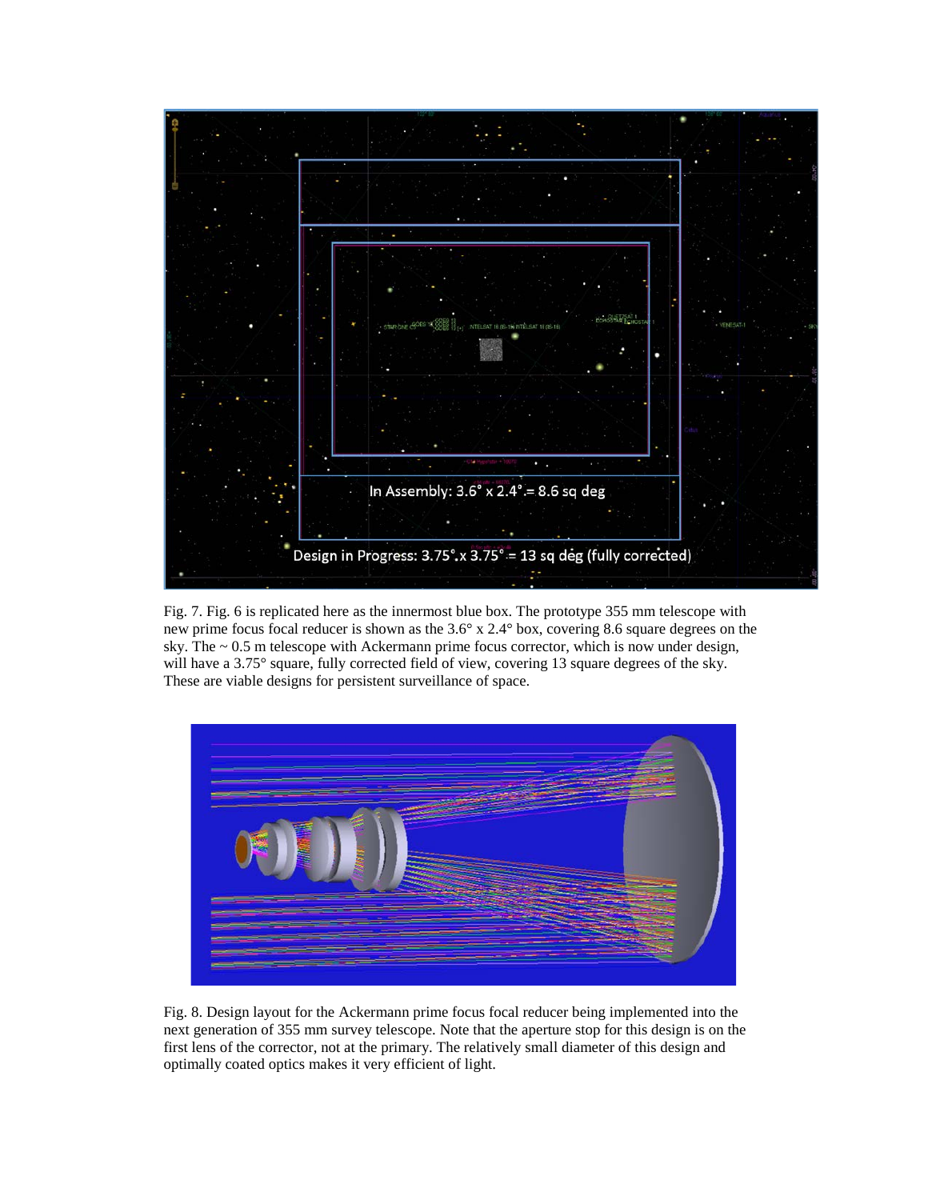Fig. 7. Fig. 6 is replicated here as the innermost blue box. The prototype 355 mm telescope with new prime focus focal reducer is shown as the 3.6° x 2.4° box, covering 8.6 square degrees on the sky. The ~ 0.5 m telescope with Ackermann prime focus corrector, which is now under design, will have a 3.75° square, fully corrected field of view, covering 13 square degrees of the sky. These are viable designs for persistent surveillance of space.

Fig. 8. Design layout for the Ackermann prime focus focal reducer being implemented into the next generation of 355 mm survey telescope. Note that the aperture stop for this design is on the first lens of the corrector, not at the primary. The relatively small diameter of this design and optimally coated optics makes it very efficient of light.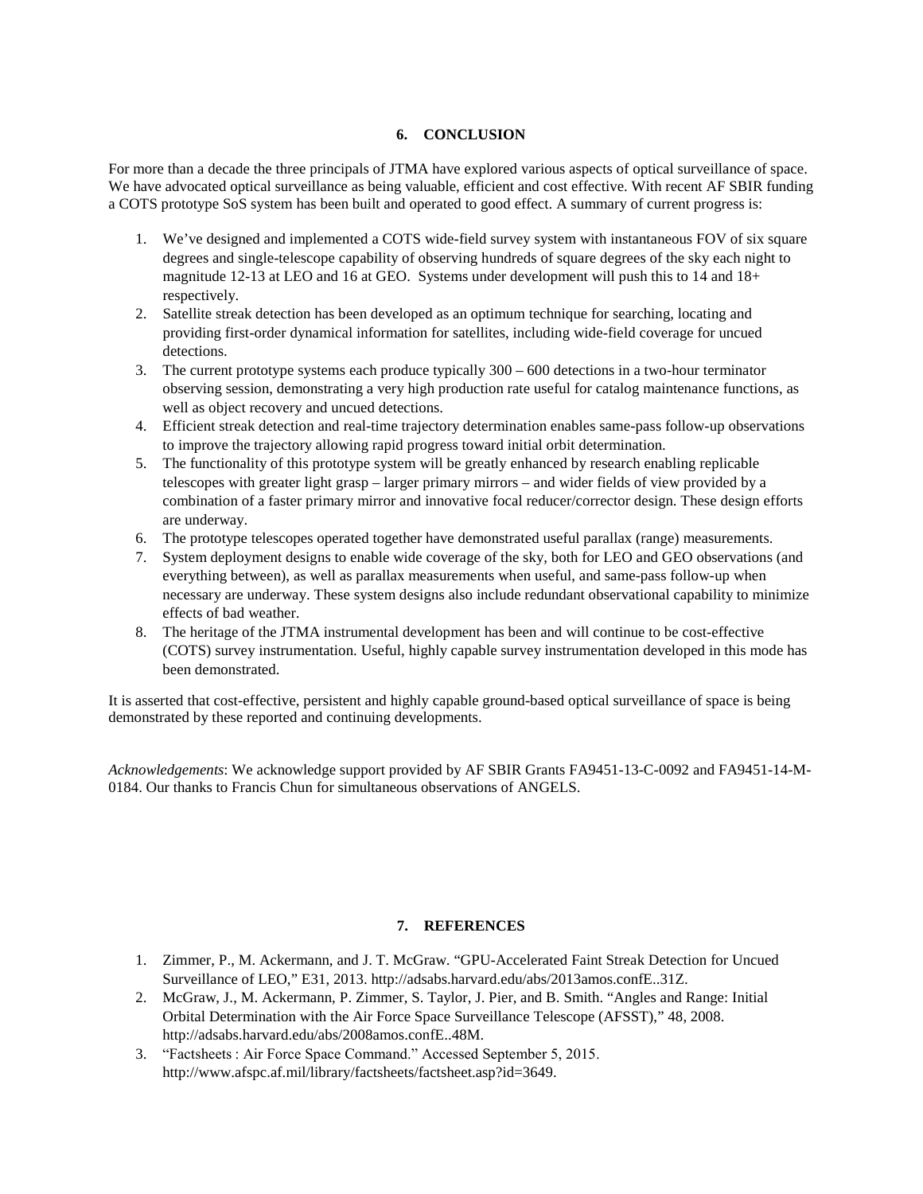## 6. CONCLUSION

For more than a decade the three principals of JTMA have explored various aspects of optical surveillance of space. We have advocated optical surveillance as being valuable, efficient and cost effective. With recent AF SBIR funding a COTS prototype SoS system has been built and operated to good effect. A summary of current progress is:

1. We've designed and implemented a COTS wide-field survey system with instantaneous FOV of six square degrees and single-telescope capability of observing hundreds of square degrees of the sky each night to magnitude 12-13 at LEO and 16 at GEO. Systems under development will push this to 14 and 18+ respectively.
2. Satellite streak detection has been developed as an optimum technique for searching, locating and providing first-order dynamical information for satellites, including wide-field coverage for uncued detections.
3. The current prototype systems each produce typically 300 – 600 detections in a two-hour terminator observing session, demonstrating a very high production rate useful for catalog maintenance functions, as well as object recovery and uncued detections.
4. Efficient streak detection and real-time trajectory determination enables same-pass follow-up observations to improve the trajectory allowing rapid progress toward initial orbit determination.
5. The functionality of this prototype system will be greatly enhanced by research enabling replicable telescopes with greater light grasp – larger primary mirrors – and wider fields of view provided by a combination of a faster primary mirror and innovative focal reducer/corrector design. These design efforts are underway.
6. The prototype telescopes operated together have demonstrated useful parallax (range) measurements.
7. System deployment designs to enable wide coverage of the sky, both for LEO and GEO observations (and everything between), as well as parallax measurements when useful, and same-pass follow-up when necessary are underway. These system designs also include redundant observational capability to minimize effects of bad weather.
8. The heritage of the JTMA instrumental development has been and will continue to be cost-effective (COTS) survey instrumentation. Useful, highly capable survey instrumentation developed in this mode has been demonstrated.

It is asserted that cost-effective, persistent and highly capable ground-based optical surveillance of space is being demonstrated by these reported and continuing developments.

*Acknowledgements*: We acknowledge support provided by AF SBIR Grants FA9451-13-C-0092 and FA9451-14-M-0184. Our thanks to Francis Chun for simultaneous observations of ANGELS.

## 7. REFERENCES

1. Zimmer, P., M. Ackermann, and J. T. McGraw. "GPU-Accelerated Faint Streak Detection for Uncued Surveillance of LEO," E31, 2013. http://adsabs.harvard.edu/abs/2013amos.confE..31Z.
2. McGraw, J., M. Ackermann, P. Zimmer, S. Taylor, J. Pier, and B. Smith. "Angles and Range: Initial Orbital Determination with the Air Force Space Surveillance Telescope (AFSST)," 48, 2008. http://adsabs.harvard.edu/abs/2008amos.confE..48M.
3. "Factsheets : Air Force Space Command." Accessed September 5, 2015. http://www.afspc.af.mil/library/factsheets/factsheet.asp?id=3649.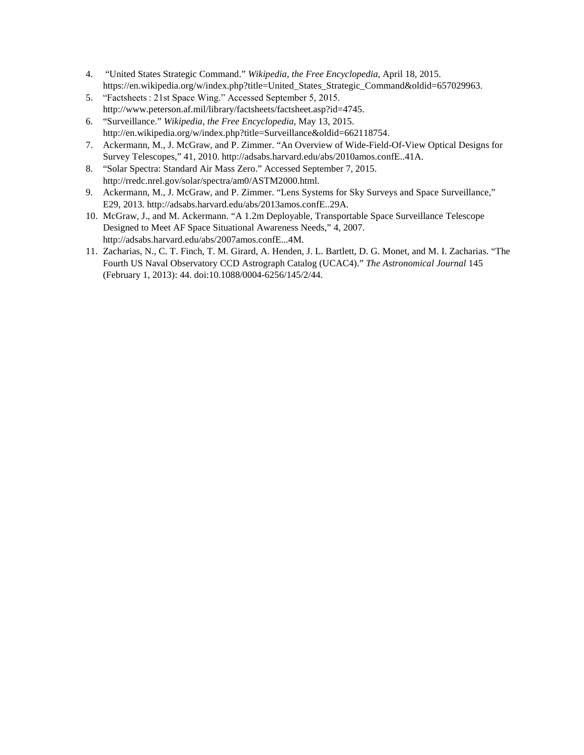4. "United States Strategic Command." *Wikipedia, the Free Encyclopedia*, April 18, 2015. https://en.wikipedia.org/w/index.php?title=United_States_Strategic_Command&oldid=657029963.
5. "Factsheets : 21st Space Wing." Accessed September 5, 2015. http://www.peterson.af.mil/library/factsheets/factsheet.asp?id=4745.
6. "Surveillance." *Wikipedia, the Free Encyclopedia*, May 13, 2015. http://en.wikipedia.org/w/index.php?title=Surveillance&oldid=662118754.
7. Ackermann, M., J. McGraw, and P. Zimmer. "An Overview of Wide-Field-Of-View Optical Designs for Survey Telescopes," 41, 2010. http://adsabs.harvard.edu/abs/2010amos.confE..41A.
8. "Solar Spectra: Standard Air Mass Zero." Accessed September 7, 2015. http://rredc.nrel.gov/solar/spectra/am0/ASTM2000.html.
9. Ackermann, M., J. McGraw, and P. Zimmer. "Lens Systems for Sky Surveys and Space Surveillance," E29, 2013. http://adsabs.harvard.edu/abs/2013amos.confE..29A.
10. McGraw, J., and M. Ackermann. "A 1.2m Deployable, Transportable Space Surveillance Telescope Designed to Meet AF Space Situational Awareness Needs," 4, 2007. http://adsabs.harvard.edu/abs/2007amos.confE...4M.
11. Zacharias, N., C. T. Finch, T. M. Girard, A. Henden, J. L. Bartlett, D. G. Monet, and M. I. Zacharias. "The Fourth US Naval Observatory CCD Astrograph Catalog (UCAC4)." *The Astronomical Journal* 145 (February 1, 2013): 44. doi:10.1088/0004-6256/145/2/44.